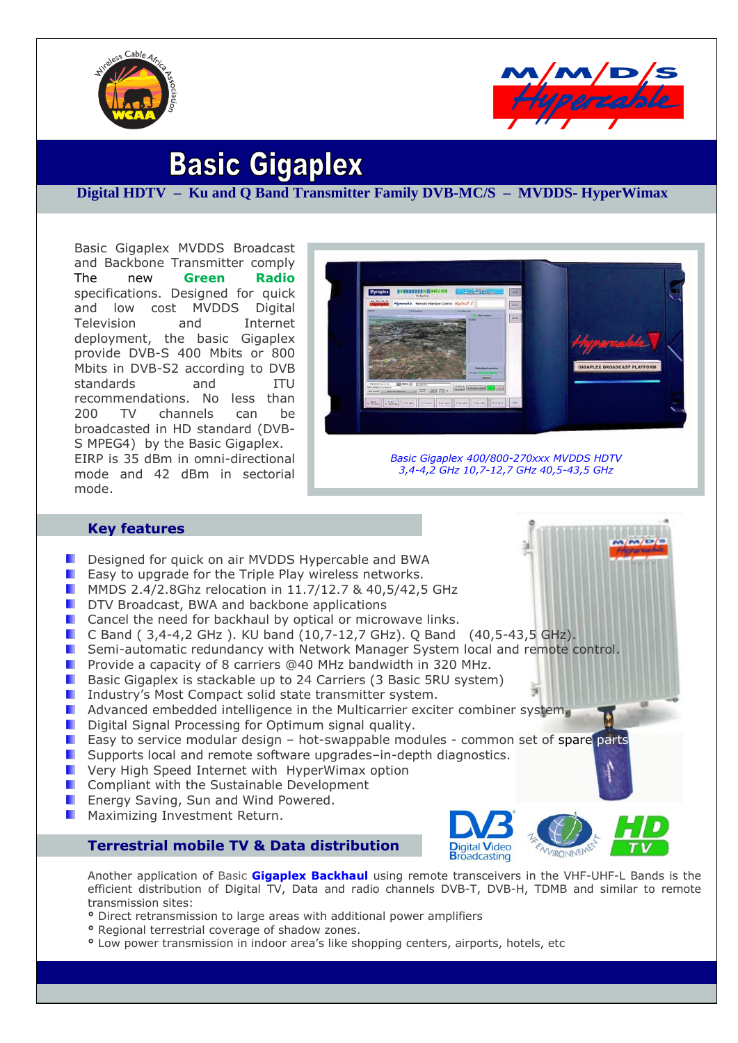# Basic Gigaplex

**Digital HDTV – Ku and Q Band Transmitter Family DVB-MC/S – MVDDS- HyperWimax**

Basic Gigaplex MVDDS Broadcast and Backbone Transmitter comply The new **Green Radio** specifications. Designed for quick and low cost MVDDS Digital Television and Internet deployment, the basic Gigaplex provide DVB-S 400 Mbits or 800 Mbits in DVB-S2 according to DVB standards and ITU recommendations. No less than 200 TV channels can be broadcasted in HD standard (DVB-S MPEG4) by the Basic Gigaplex. EIRP is 35 dBm in omni-directional mode and 42 dBm in sectorial mode.

*Basic Gigaplex 400/800-270xxx MVDDS HDTV*
*3,4-4,2 GHz 10,7-12,7 GHz 40,5-43,5 GHz*

## Key features

- Designed for quick on air MVDDS Hypercable and BWA
- Easy to upgrade for the Triple Play wireless networks.
- MMDS 2.4/2.8Ghz relocation in 11.7/12.7 & 40,5/42,5 GHz
- DTV Broadcast, BWA and backbone applications
- Cancel the need for backhaul by optical or microwave links.
- C Band ( 3,4-4,2 GHz ). KU band (10,7-12,7 GHz). Q Band (40,5-43,5 GHz).
- Semi-automatic redundancy with Network Manager System local and remote control.
- Provide a capacity of 8 carriers @40 MHz bandwidth in 320 MHz.
- Basic Gigaplex is stackable up to 24 Carriers (3 Basic 5RU system)
- Industry's Most Compact solid state transmitter system.
- Advanced embedded intelligence in the Multicarrier exciter combiner system.
- Digital Signal Processing for Optimum signal quality.
- Easy to service modular design – hot-swappable modules - common set of spare parts
- Supports local and remote software upgrades–in-depth diagnostics.
- Very High Speed Internet with HyperWimax option
- Compliant with the Sustainable Development
- Energy Saving, Sun and Wind Powered.
- Maximizing Investment Return.

## Terrestrial mobile TV & Data distribution

Another application of Basic **Gigaplex Backhaul** using remote transceivers in the VHF-UHF-L Bands is the efficient distribution of Digital TV, Data and radio channels DVB-T, DVB-H, TDMB and similar to remote transmission sites:

- Direct retransmission to large areas with additional power amplifiers
- Regional terrestrial coverage of shadow zones.
- Low power transmission in indoor area's like shopping centers, airports, hotels, etc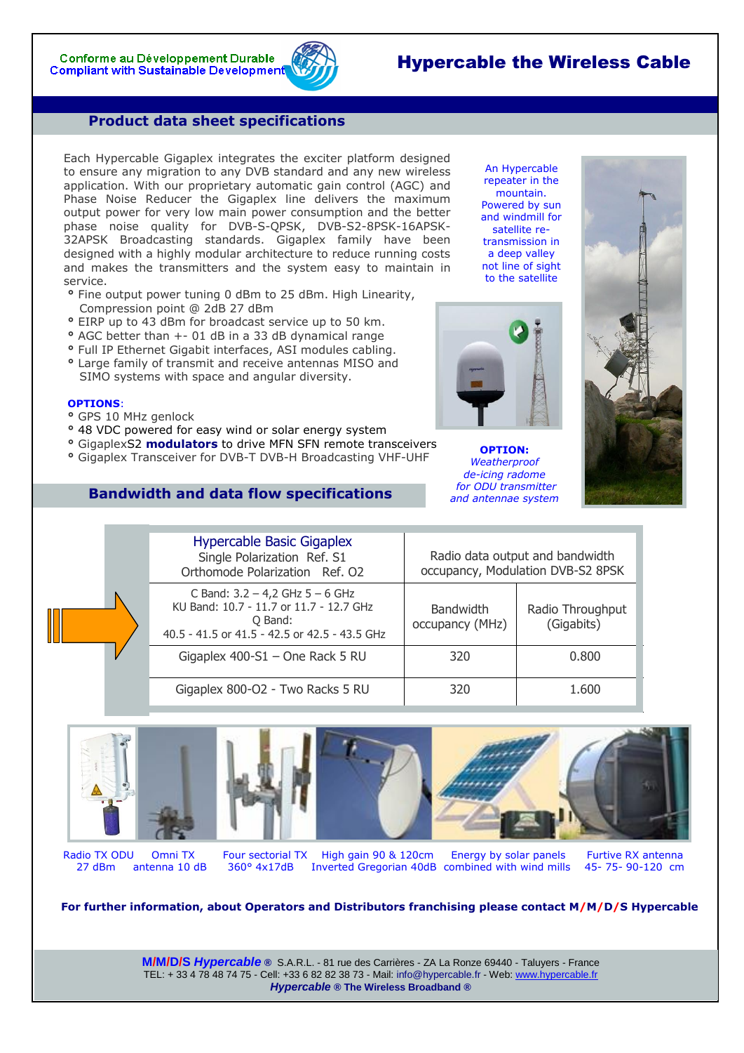Conforme au Développement Durable
Compliant with Sustainable Development

# Hypercable the Wireless Cable

## Product data sheet specifications

Each Hypercable Gigaplex integrates the exciter platform designed to ensure any migration to any DVB standard and any new wireless application. With our proprietary automatic gain control (AGC) and Phase Noise Reducer the Gigaplex line delivers the maximum output power for very low main power consumption and the better phase noise quality for DVB-S-QPSK, DVB-S2-8PSK-16APSK-32APSK Broadcasting standards. Gigaplex family have been designed with a highly modular architecture to reduce running costs and makes the transmitters and the system easy to maintain in service.

- Fine output power tuning 0 dBm to 25 dBm. High Linearity, Compression point @ 2dB 27 dBm
- EIRP up to 43 dBm for broadcast service up to 50 km.
- AGC better than +- 01 dB in a 33 dB dynamical range
- Full IP Ethernet Gigabit interfaces, ASI modules cabling.
- Large family of transmit and receive antennas MISO and SIMO systems with space and angular diversity.

**OPTIONS**:

- GPS 10 MHz genlock
- 48 VDC powered for easy wind or solar energy system
- GigaplexS2 **modulators** to drive MFN SFN remote transceivers
- Gigaplex Transceiver for DVB-T DVB-H Broadcasting VHF-UHF

An Hypercable repeater in the mountain. Powered by sun and windmill for satellite re-transmission in a deep valley not line of sight to the satellite

**OPTION:**
*Weatherproof de-icing radome for ODU transmitter and antennae system*

## Bandwidth and data flow specifications

| Hypercable Basic Gigaplex<br>Single Polarization Ref. S1<br>Orthomode Polarization Ref. O2 | Radio data output and bandwidth occupancy, Modulation DVB-S2 8PSK | |
|---|---|---|
| C Band: 3.2 – 4,2 GHz 5 – 6 GHz<br>KU Band: 10.7 - 11.7 or 11.7 - 12.7 GHz<br>Q Band:<br>40.5 - 41.5 or 41.5 - 42.5 or 42.5 - 43.5 GHz | Bandwidth occupancy (MHz) | Radio Throughput (Gigabits) |
| Gigaplex 400-S1 – One Rack 5 RU | 320 | 0.800 |
| Gigaplex 800-O2 - Two Racks 5 RU | 320 | 1.600 |

Radio TX ODU 27 dBm | Omni TX antenna 10 dB | Four sectorial TX 360° 4x17dB | High gain 90 & 120cm Inverted Gregorian 40dB | Energy by solar panels combined with wind mills | Furtive RX antenna 45- 75- 90-120 cm

**For further information, about Operators and Distributors franchising please contact M/M/D/S Hypercable**

**M/M/D/S *Hypercable* ®** S.A.R.L. - 81 rue des Carrières - ZA La Ronze 69440 - Taluyers - France
TEL: + 33 4 78 48 74 75 - Cell: +33 6 82 82 38 73 - Mail: info@hypercable.fr - Web: www.hypercable.fr
***Hypercable* ® The Wireless Broadband ®**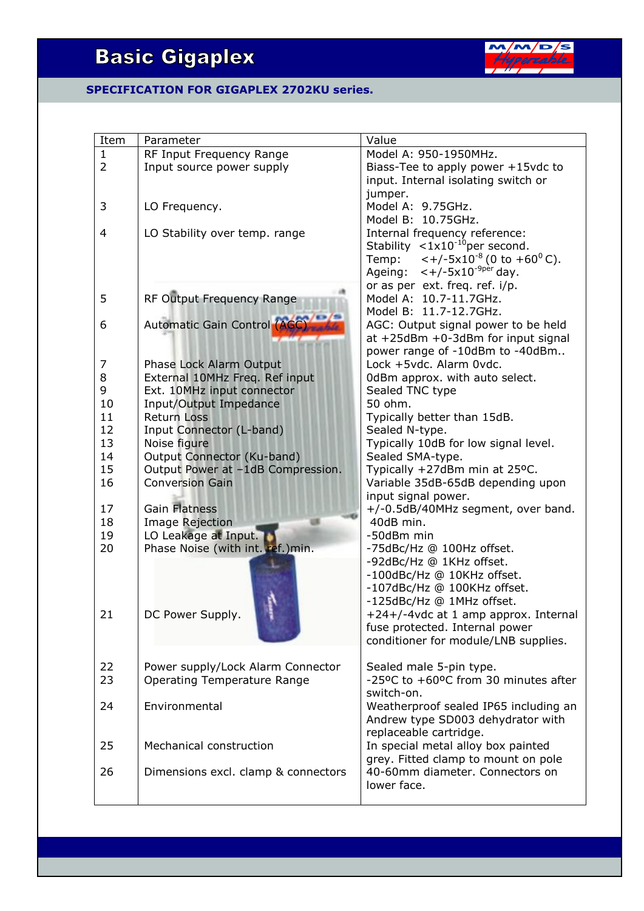# Basic Gigaplex

**SPECIFICATION FOR GIGAPLEX 2702KU series.**

| Item | Parameter | Value |
|---|---|---|
| 1 | RF Input Frequency Range | Model A: 950-1950MHz. |
| 2 | Input source power supply | Biass-Tee to apply power +15vdc to input. Internal isolating switch or jumper. |
| 3 | LO Frequency. | Model A: 9.75GHz.<br>Model B: 10.75GHz. |
| 4 | LO Stability over temp. range | Internal frequency reference:<br>Stability $<1x10^{-10}$per second.<br>Temp: $<+/-5x10^{-8}$ (0 to $+60^{0}$C).<br>Ageing: $<+/-5x10^{-9per}$ day.<br>or as per ext. freq. ref. i/p. |
| 5 | RF Output Frequency Range | Model A: 10.7-11.7GHz.<br>Model B: 11.7-12.7GHz. |
| 6 | Automatic Gain Control (AGC) | AGC: Output signal power to be held at +25dBm +0-3dBm for input signal power range of -10dBm to -40dBm.. |
| 7 | Phase Lock Alarm Output | Lock +5vdc. Alarm 0vdc. |
| 8 | External 10MHz Freq. Ref input | 0dBm approx. with auto select. |
| 9 | Ext. 10MHz input connector | Sealed TNC type |
| 10 | Input/Output Impedance | 50 ohm. |
| 11 | Return Loss | Typically better than 15dB. |
| 12 | Input Connector (L-band) | Sealed N-type. |
| 13 | Noise figure | Typically 10dB for low signal level. |
| 14 | Output Connector (Ku-band) | Sealed SMA-type. |
| 15 | Output Power at –1dB Compression. | Typically +27dBm min at 25ºC. |
| 16 | Conversion Gain | Variable 35dB-65dB depending upon input signal power. |
| 17 | Gain Flatness | +/-0.5dB/40MHz segment, over band. |
| 18 | Image Rejection | 40dB min. |
| 19 | LO Leakage at Input. | -50dBm min |
| 20 | Phase Noise (with int. ref.)min. | -75dBc/Hz @ 100Hz offset.<br>-92dBc/Hz @ 1KHz offset.<br>-100dBc/Hz @ 10KHz offset.<br>-107dBc/Hz @ 100KHz offset.<br>-125dBc/Hz @ 1MHz offset. |
| 21 | DC Power Supply. | +24+/-4vdc at 1 amp approx. Internal fuse protected. Internal power conditioner for module/LNB supplies. |
| 22 | Power supply/Lock Alarm Connector | Sealed male 5-pin type. |
| 23 | Operating Temperature Range | -25ºC to +60ºC from 30 minutes after switch-on. |
| 24 | Environmental | Weatherproof sealed IP65 including an Andrew type SD003 dehydrator with replaceable cartridge. |
| 25 | Mechanical construction | In special metal alloy box painted grey. Fitted clamp to mount on pole 40-60mm diameter. Connectors on lower face. |
| 26 | Dimensions excl. clamp & connectors | |